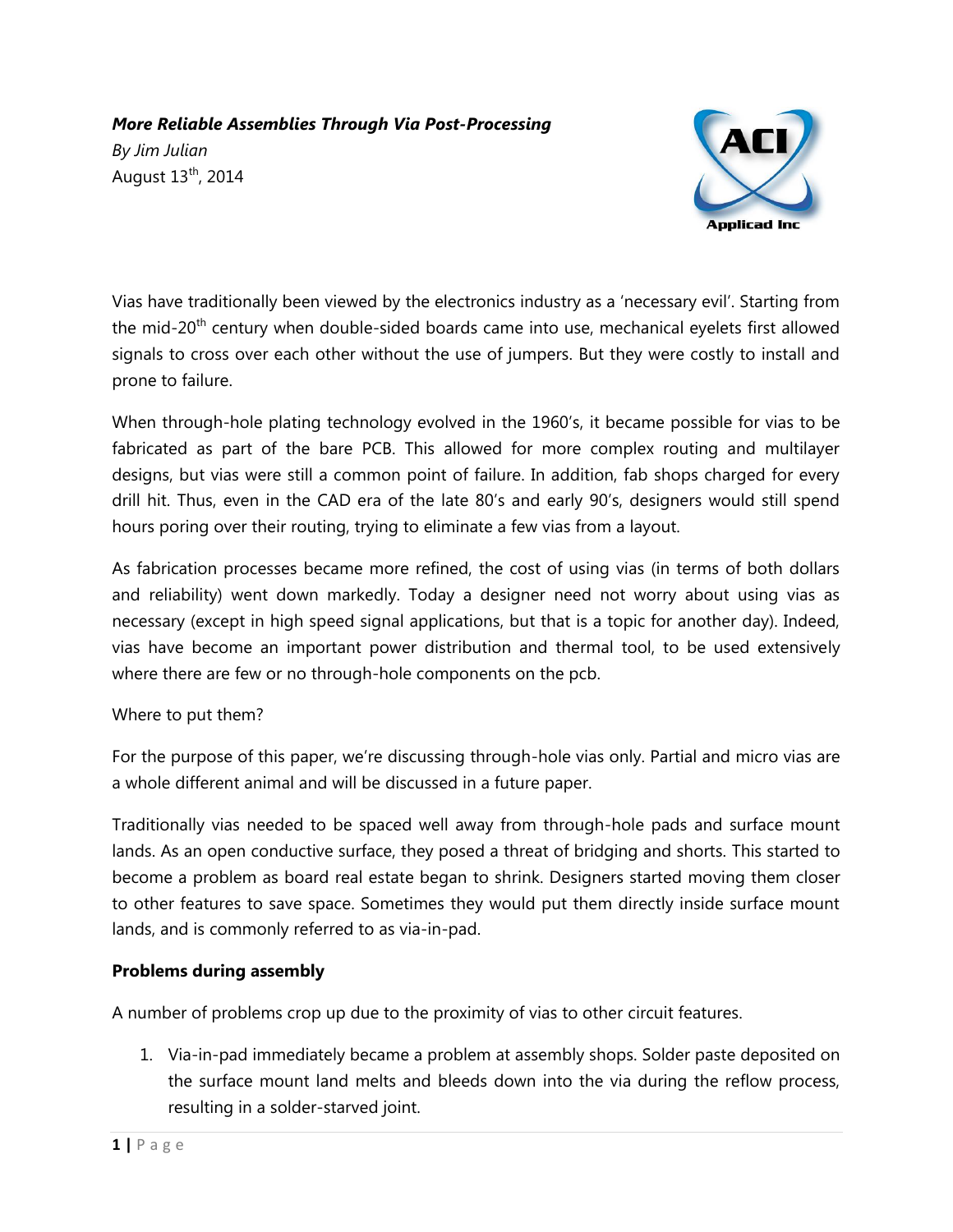***More Reliable Assemblies Through Via Post-Processing***

*By Jim Julian*

August 13th, 2014

Vias have traditionally been viewed by the electronics industry as a 'necessary evil'. Starting from the mid-20th century when double-sided boards came into use, mechanical eyelets first allowed signals to cross over each other without the use of jumpers. But they were costly to install and prone to failure.

When through-hole plating technology evolved in the 1960's, it became possible for vias to be fabricated as part of the bare PCB. This allowed for more complex routing and multilayer designs, but vias were still a common point of failure. In addition, fab shops charged for every drill hit. Thus, even in the CAD era of the late 80's and early 90's, designers would still spend hours poring over their routing, trying to eliminate a few vias from a layout.

As fabrication processes became more refined, the cost of using vias (in terms of both dollars and reliability) went down markedly. Today a designer need not worry about using vias as necessary (except in high speed signal applications, but that is a topic for another day). Indeed, vias have become an important power distribution and thermal tool, to be used extensively where there are few or no through-hole components on the pcb.

Where to put them?

For the purpose of this paper, we're discussing through-hole vias only. Partial and micro vias are a whole different animal and will be discussed in a future paper.

Traditionally vias needed to be spaced well away from through-hole pads and surface mount lands. As an open conductive surface, they posed a threat of bridging and shorts. This started to become a problem as board real estate began to shrink. Designers started moving them closer to other features to save space. Sometimes they would put them directly inside surface mount lands, and is commonly referred to as via-in-pad.

**Problems during assembly**

A number of problems crop up due to the proximity of vias to other circuit features.

1. Via-in-pad immediately became a problem at assembly shops. Solder paste deposited on the surface mount land melts and bleeds down into the via during the reflow process, resulting in a solder-starved joint.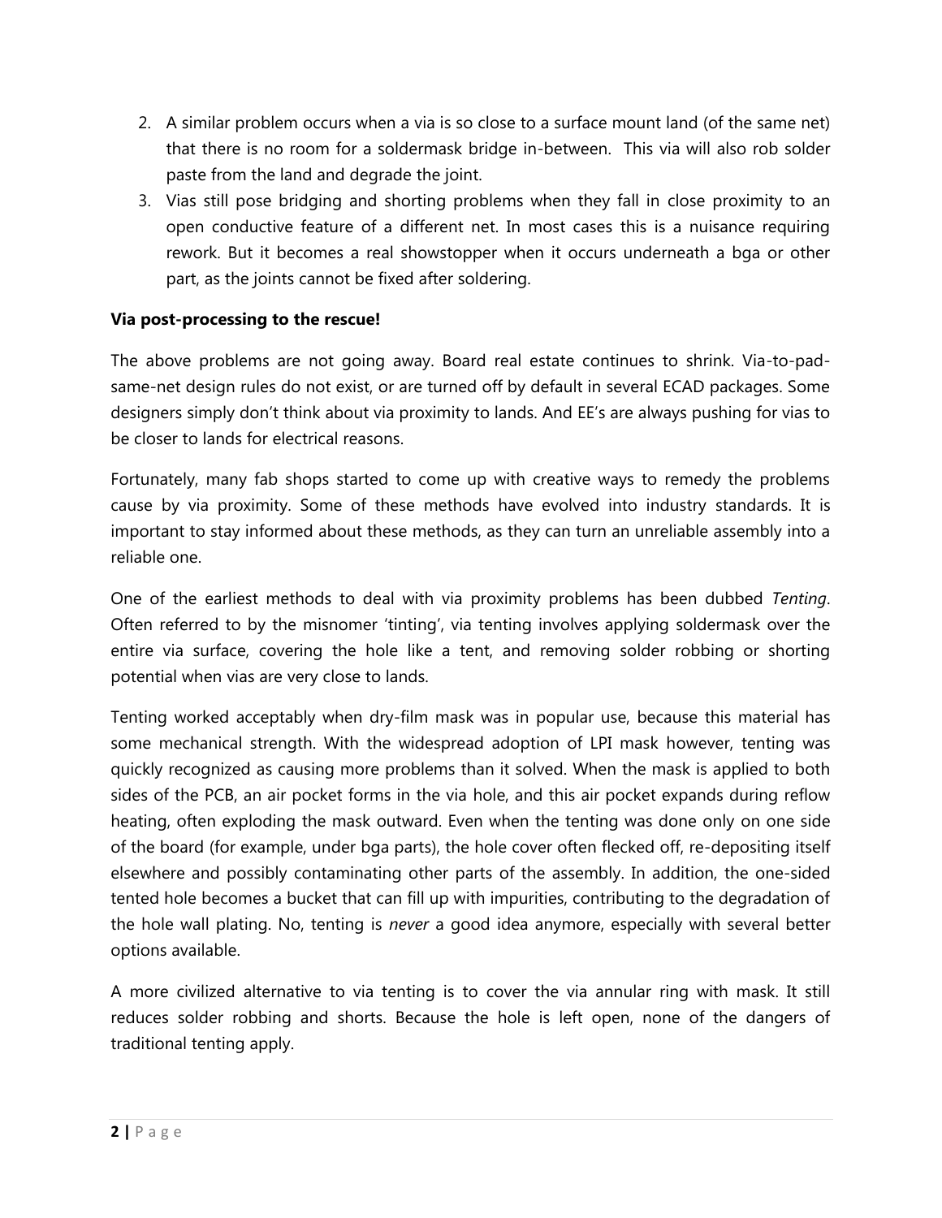2. A similar problem occurs when a via is so close to a surface mount land (of the same net) that there is no room for a soldermask bridge in-between. This via will also rob solder paste from the land and degrade the joint.
3. Vias still pose bridging and shorting problems when they fall in close proximity to an open conductive feature of a different net. In most cases this is a nuisance requiring rework. But it becomes a real showstopper when it occurs underneath a bga or other part, as the joints cannot be fixed after soldering.

**Via post-processing to the rescue!**

The above problems are not going away. Board real estate continues to shrink. Via-to-pad-same-net design rules do not exist, or are turned off by default in several ECAD packages. Some designers simply don't think about via proximity to lands. And EE's are always pushing for vias to be closer to lands for electrical reasons.

Fortunately, many fab shops started to come up with creative ways to remedy the problems cause by via proximity. Some of these methods have evolved into industry standards. It is important to stay informed about these methods, as they can turn an unreliable assembly into a reliable one.

One of the earliest methods to deal with via proximity problems has been dubbed *Tenting*. Often referred to by the misnomer 'tinting', via tenting involves applying soldermask over the entire via surface, covering the hole like a tent, and removing solder robbing or shorting potential when vias are very close to lands.

Tenting worked acceptably when dry-film mask was in popular use, because this material has some mechanical strength. With the widespread adoption of LPI mask however, tenting was quickly recognized as causing more problems than it solved. When the mask is applied to both sides of the PCB, an air pocket forms in the via hole, and this air pocket expands during reflow heating, often exploding the mask outward. Even when the tenting was done only on one side of the board (for example, under bga parts), the hole cover often flecked off, re-depositing itself elsewhere and possibly contaminating other parts of the assembly. In addition, the one-sided tented hole becomes a bucket that can fill up with impurities, contributing to the degradation of the hole wall plating. No, tenting is *never* a good idea anymore, especially with several better options available.

A more civilized alternative to via tenting is to cover the via annular ring with mask. It still reduces solder robbing and shorts. Because the hole is left open, none of the dangers of traditional tenting apply.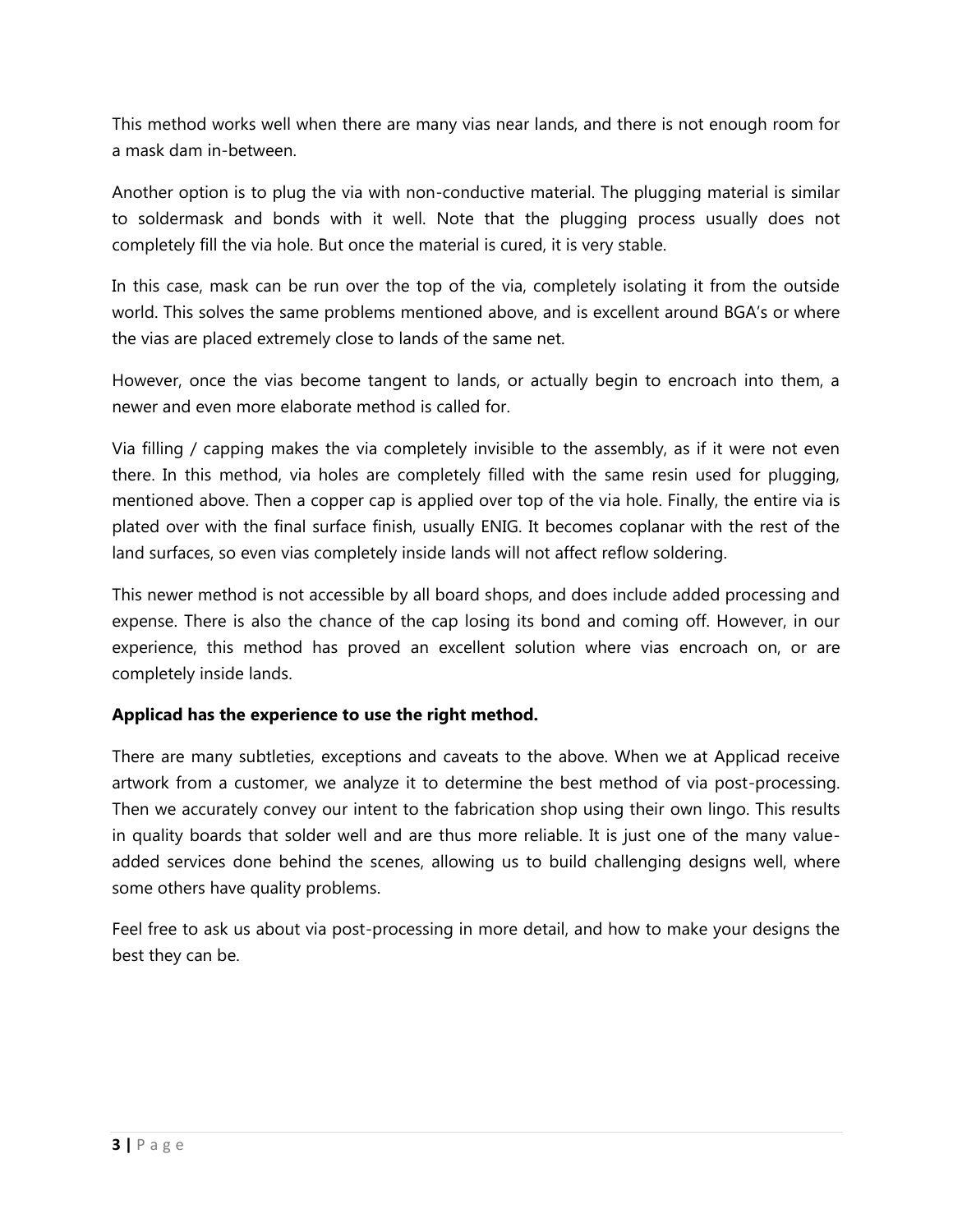This method works well when there are many vias near lands, and there is not enough room for a mask dam in-between.

Another option is to plug the via with non-conductive material. The plugging material is similar to soldermask and bonds with it well. Note that the plugging process usually does not completely fill the via hole. But once the material is cured, it is very stable.

In this case, mask can be run over the top of the via, completely isolating it from the outside world. This solves the same problems mentioned above, and is excellent around BGA's or where the vias are placed extremely close to lands of the same net.

However, once the vias become tangent to lands, or actually begin to encroach into them, a newer and even more elaborate method is called for.

Via filling / capping makes the via completely invisible to the assembly, as if it were not even there. In this method, via holes are completely filled with the same resin used for plugging, mentioned above. Then a copper cap is applied over top of the via hole. Finally, the entire via is plated over with the final surface finish, usually ENIG. It becomes coplanar with the rest of the land surfaces, so even vias completely inside lands will not affect reflow soldering.

This newer method is not accessible by all board shops, and does include added processing and expense. There is also the chance of the cap losing its bond and coming off. However, in our experience, this method has proved an excellent solution where vias encroach on, or are completely inside lands.

**Applicad has the experience to use the right method.**

There are many subtleties, exceptions and caveats to the above. When we at Applicad receive artwork from a customer, we analyze it to determine the best method of via post-processing. Then we accurately convey our intent to the fabrication shop using their own lingo. This results in quality boards that solder well and are thus more reliable. It is just one of the many value-added services done behind the scenes, allowing us to build challenging designs well, where some others have quality problems.

Feel free to ask us about via post-processing in more detail, and how to make your designs the best they can be.